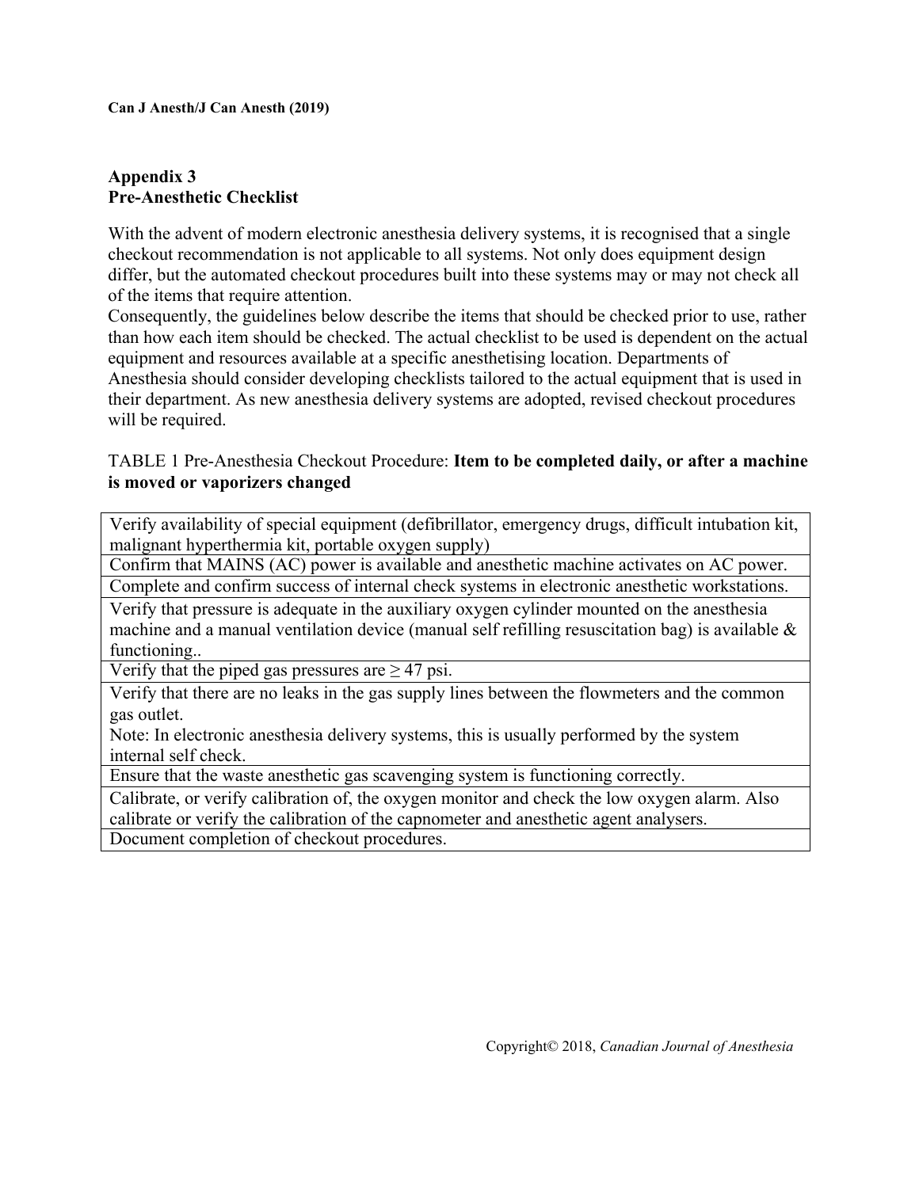## Appendix 3
## Pre-Anesthetic Checklist

With the advent of modern electronic anesthesia delivery systems, it is recognised that a single checkout recommendation is not applicable to all systems. Not only does equipment design differ, but the automated checkout procedures built into these systems may or may not check all of the items that require attention.

Consequently, the guidelines below describe the items that should be checked prior to use, rather than how each item should be checked. The actual checklist to be used is dependent on the actual equipment and resources available at a specific anesthetising location. Departments of Anesthesia should consider developing checklists tailored to the actual equipment that is used in their department. As new anesthesia delivery systems are adopted, revised checkout procedures will be required.

TABLE 1 Pre-Anesthesia Checkout Procedure: **Item to be completed daily, or after a machine is moved or vaporizers changed**

| |
|---|
| Verify availability of special equipment (defibrillator, emergency drugs, difficult intubation kit, malignant hyperthermia kit, portable oxygen supply) |
| Confirm that MAINS (AC) power is available and anesthetic machine activates on AC power. |
| Complete and confirm success of internal check systems in electronic anesthetic workstations. |
| Verify that pressure is adequate in the auxiliary oxygen cylinder mounted on the anesthesia machine and a manual ventilation device (manual self refilling resuscitation bag) is available & functioning.. |
| Verify that the piped gas pressures are ≥ 47 psi. |
| Verify that there are no leaks in the gas supply lines between the flowmeters and the common gas outlet. Note: In electronic anesthesia delivery systems, this is usually performed by the system internal self check. |
| Ensure that the waste anesthetic gas scavenging system is functioning correctly. |
| Calibrate, or verify calibration of, the oxygen monitor and check the low oxygen alarm. Also calibrate or verify the calibration of the capnometer and anesthetic agent analysers. |
| Document completion of checkout procedures. |

Copyright© 2018, *Canadian Journal of Anesthesia*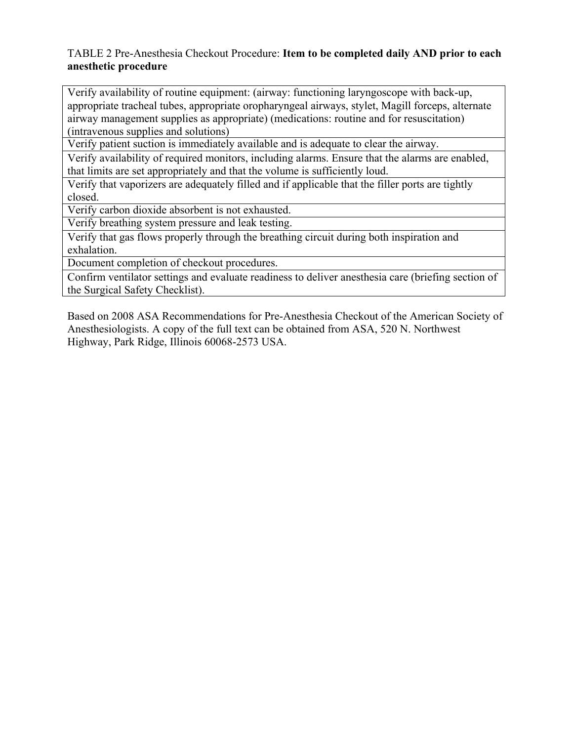TABLE 2 Pre-Anesthesia Checkout Procedure: **Item to be completed daily AND prior to each anesthetic procedure**

| |
|---|
| Verify availability of routine equipment: (airway: functioning laryngoscope with back-up, appropriate tracheal tubes, appropriate oropharyngeal airways, stylet, Magill forceps, alternate airway management supplies as appropriate) (medications: routine and for resuscitation) (intravenous supplies and solutions) |
| Verify patient suction is immediately available and is adequate to clear the airway. |
| Verify availability of required monitors, including alarms. Ensure that the alarms are enabled, that limits are set appropriately and that the volume is sufficiently loud. |
| Verify that vaporizers are adequately filled and if applicable that the filler ports are tightly closed. |
| Verify carbon dioxide absorbent is not exhausted. |
| Verify breathing system pressure and leak testing. |
| Verify that gas flows properly through the breathing circuit during both inspiration and exhalation. |
| Document completion of checkout procedures. |
| Confirm ventilator settings and evaluate readiness to deliver anesthesia care (briefing section of the Surgical Safety Checklist). |

Based on 2008 ASA Recommendations for Pre-Anesthesia Checkout of the American Society of Anesthesiologists. A copy of the full text can be obtained from ASA, 520 N. Northwest Highway, Park Ridge, Illinois 60068-2573 USA.